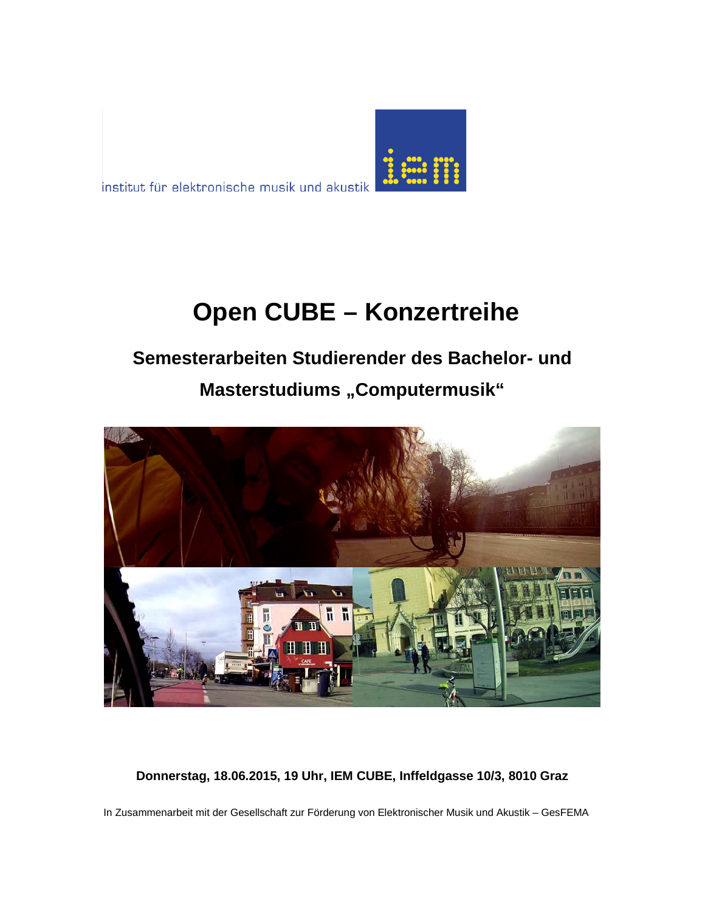institut für elektronische musik und akustik

iem

# Open CUBE – Konzertreihe

## Semesterarbeiten Studierender des Bachelor- und Masterstudiums „Computermusik"

**Donnerstag, 18.06.2015, 19 Uhr, IEM CUBE, Inffeldgasse 10/3, 8010 Graz**

In Zusammenarbeit mit der Gesellschaft zur Förderung von Elektronischer Musik und Akustik – GesFEMA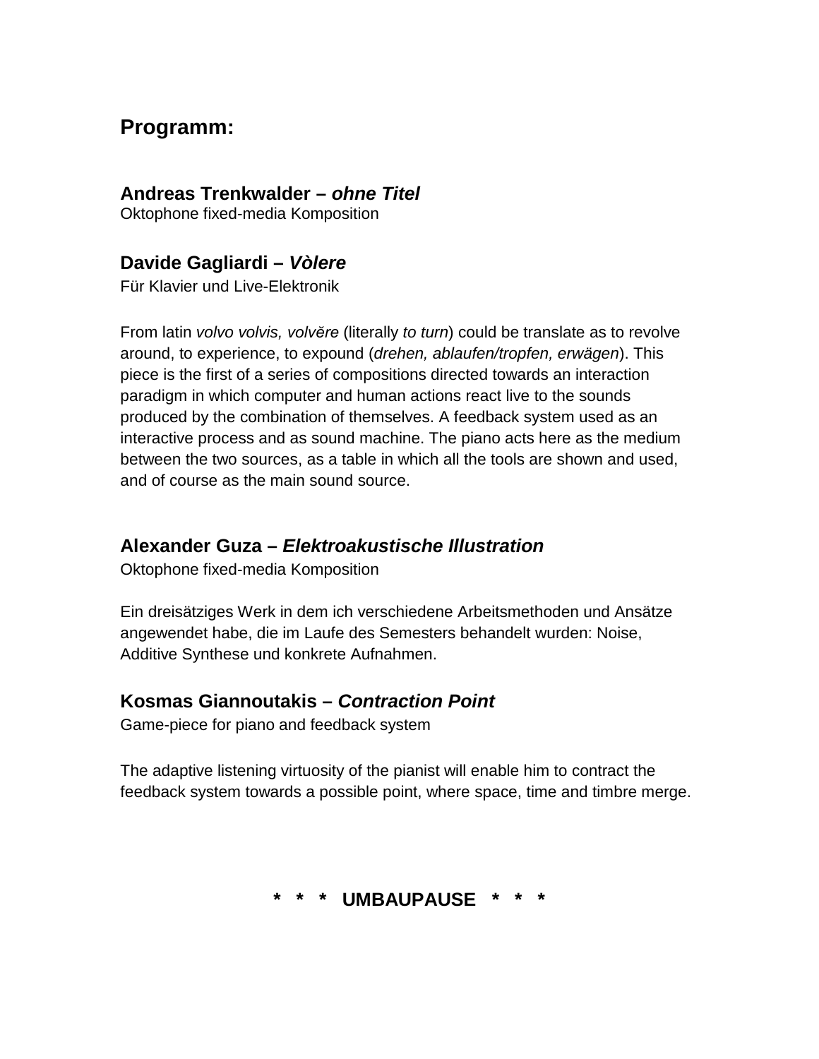## Programm:

### Andreas Trenkwalder – *ohne Titel*

Oktophone fixed-media Komposition

### Davide Gagliardi – *Vòlere*

Für Klavier und Live-Elektronik

From latin *volvo volvis, volvĕre* (literally *to turn*) could be translate as to revolve around, to experience, to expound (*drehen, ablaufen/tropfen, erwägen*). This piece is the first of a series of compositions directed towards an interaction paradigm in which computer and human actions react live to the sounds produced by the combination of themselves. A feedback system used as an interactive process and as sound machine. The piano acts here as the medium between the two sources, as a table in which all the tools are shown and used, and of course as the main sound source.

### Alexander Guza – *Elektroakustische Illustration*

Oktophone fixed-media Komposition

Ein dreisätziges Werk in dem ich verschiedene Arbeitsmethoden und Ansätze angewendet habe, die im Laufe des Semesters behandelt wurden: Noise, Additive Synthese und konkrete Aufnahmen.

### Kosmas Giannoutakis – *Contraction Point*

Game-piece for piano and feedback system

The adaptive listening virtuosity of the pianist will enable him to contract the feedback system towards a possible point, where space, time and timbre merge.

**\* \* \* UMBAUPAUSE \* \* \***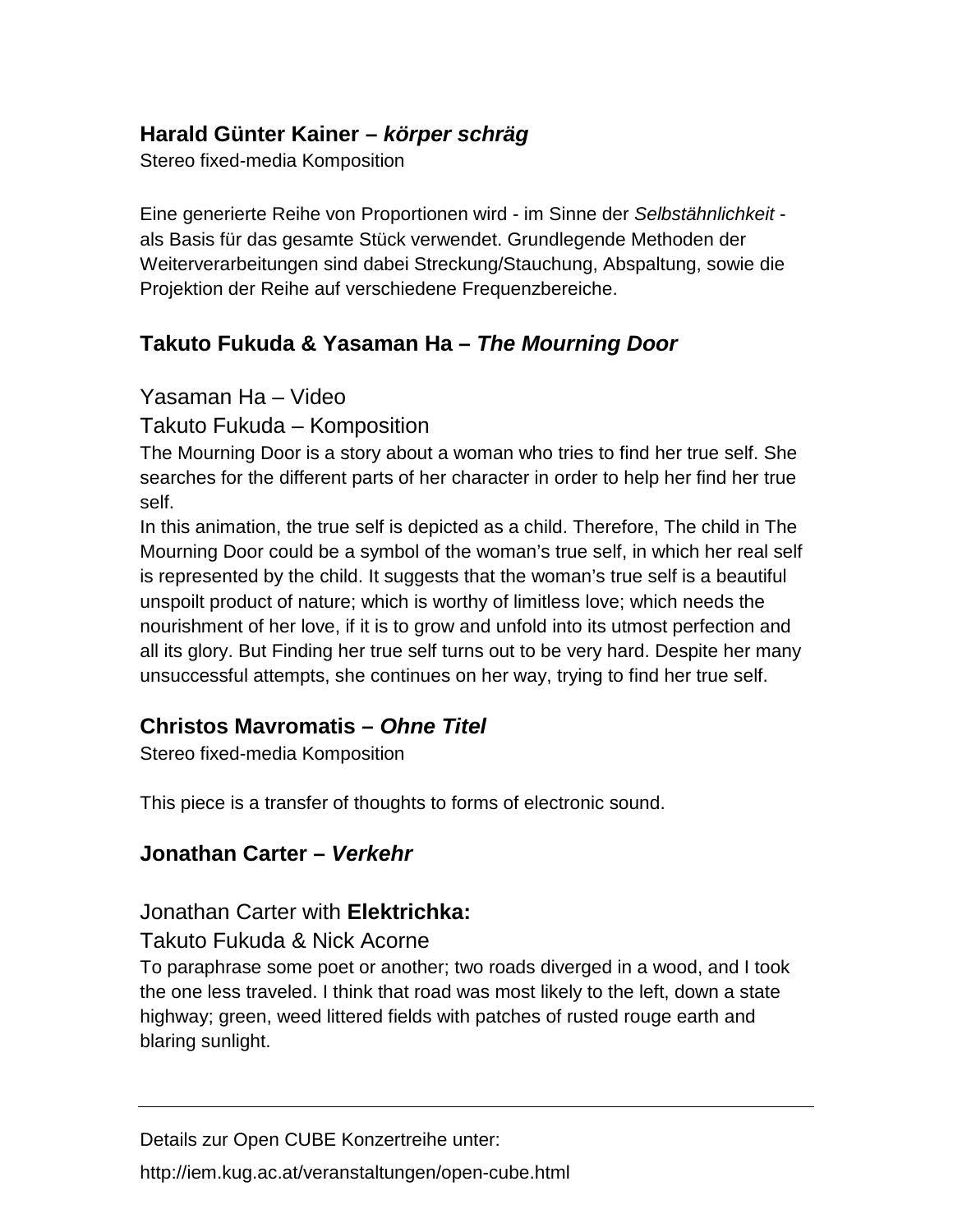### **Harald Günter Kainer – *körper schräg***

Stereo fixed-media Komposition

Eine generierte Reihe von Proportionen wird - im Sinne der *Selbstähnlichkeit* - als Basis für das gesamte Stück verwendet. Grundlegende Methoden der Weiterverarbeitungen sind dabei Streckung/Stauchung, Abspaltung, sowie die Projektion der Reihe auf verschiedene Frequenzbereiche.

### **Takuto Fukuda & Yasaman Ha – *The Mourning Door***

Yasaman Ha – Video

Takuto Fukuda – Komposition

The Mourning Door is a story about a woman who tries to find her true self. She searches for the different parts of her character in order to help her find her true self.

In this animation, the true self is depicted as a child. Therefore, The child in The Mourning Door could be a symbol of the woman's true self, in which her real self is represented by the child. It suggests that the woman's true self is a beautiful unspoilt product of nature; which is worthy of limitless love; which needs the nourishment of her love, if it is to grow and unfold into its utmost perfection and all its glory. But Finding her true self turns out to be very hard. Despite her many unsuccessful attempts, she continues on her way, trying to find her true self.

### **Christos Mavromatis – *Ohne Titel***

Stereo fixed-media Komposition

This piece is a transfer of thoughts to forms of electronic sound.

### **Jonathan Carter – *Verkehr***

Jonathan Carter with **Elektrichka:**

Takuto Fukuda & Nick Acorne

To paraphrase some poet or another; two roads diverged in a wood, and I took the one less traveled. I think that road was most likely to the left, down a state highway; green, weed littered fields with patches of rusted rouge earth and blaring sunlight.

---

Details zur Open CUBE Konzertreihe unter:

http://iem.kug.ac.at/veranstaltungen/open-cube.html